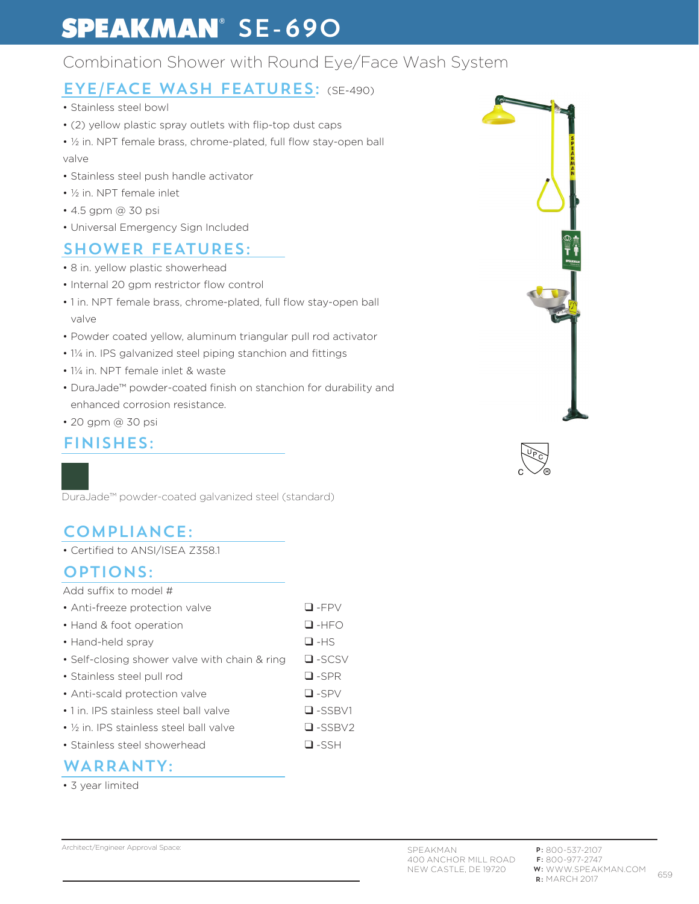# SPEAKMAN® SE-690

Combination Shower with Round Eye/Face Wash System

## EYE/FACE WASH FEATURES: (SE-490)

- Stainless steel bowl
- (2) yellow plastic spray outlets with flip-top dust caps
- ½ in. NPT female brass, chrome-plated, full flow stay-open ball valve
- Stainless steel push handle activator
- ½ in. NPT female inlet
- 4.5 gpm @ 30 psi
- Universal Emergency Sign Included

## SHOWER FEATURES:

- 8 in. yellow plastic showerhead
- Internal 20 gpm restrictor flow control
- 1 in. NPT female brass, chrome-plated, full flow stay-open ball valve
- Powder coated yellow, aluminum triangular pull rod activator
- 1¼ in. IPS galvanized steel piping stanchion and fittings
- 1¼ in. NPT female inlet & waste
- DuraJade™ powder-coated finish on stanchion for durability and enhanced corrosion resistance.
- 20 gpm @ 30 psi

## FINISHES:

DuraJade™ powder-coated galvanized steel (standard)

## COMPLIANCE:

- Certified to ANSI/ISEA Z358.1

## OPTIONS:

Add suffix to model #

| | |
|---|---|
| • Anti-freeze protection valve | ❑ -FPV |
| • Hand & foot operation | ❑ -HFO |
| • Hand-held spray | ❑ -HS |
| • Self-closing shower valve with chain & ring | ❑ -SCSV |
| • Stainless steel pull rod | ❑ -SPR |
| • Anti-scald protection valve | ❑ -SPV |
| • 1 in. IPS stainless steel ball valve | ❑ -SSBV1 |
| • ½ in. IPS stainless steel ball valve | ❑ -SSBV2 |
| • Stainless steel showerhead | ❑ -SSH |

## WARRANTY:

- 3 year limited

Architect/Engineer Approval Space:

SPEAKMAN
400 ANCHOR MILL ROAD
NEW CASTLE, DE 19720

**P:** 800-537-2107
**F:** 800-977-2747
**W:** WWW.SPEAKMAN.COM
**R:** MARCH 2017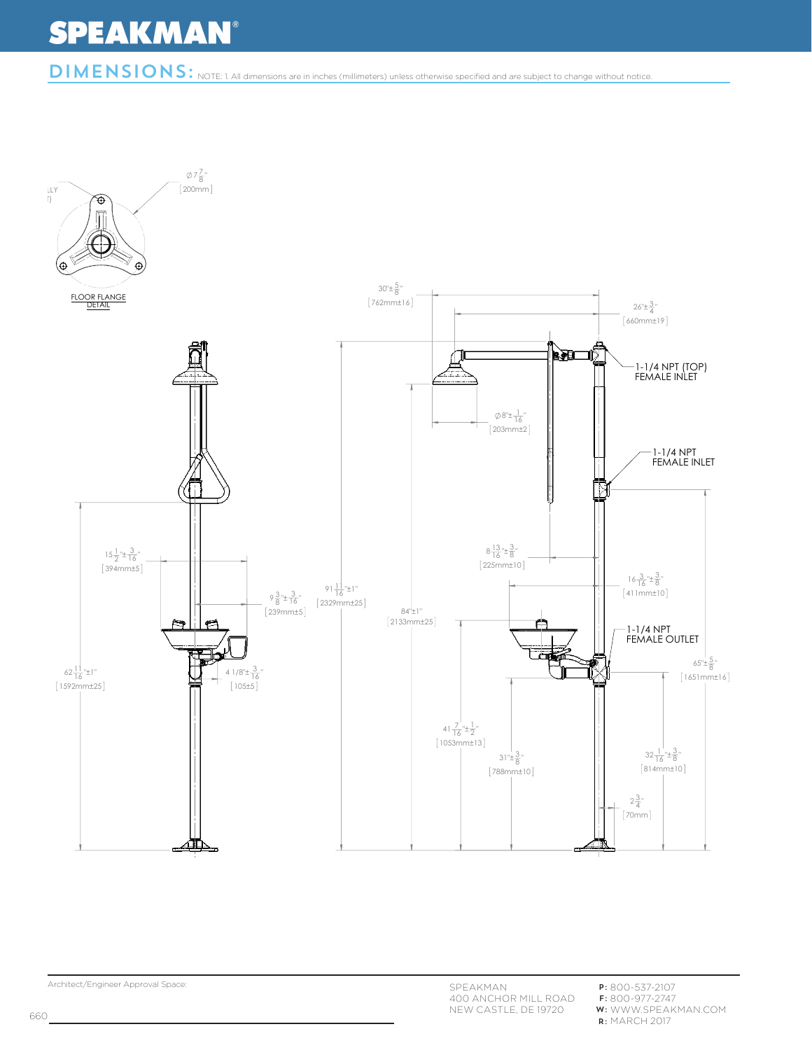# SPEAKMAN®

## DIMENSIONS:

NOTE: 1. All dimensions are in inches (millimeters) unless otherwise specified and are subject to change without notice.

FLOOR FLANGE DETAIL

⌀7 7/8"
[200mm]

30"± 5/8"
[762mm±16]

26"± 3/4"
[660mm±19]

1-1/4 NPT (TOP) FEMALE INLET

⌀8"± 1/16"
[203mm±2]

1-1/4 NPT FEMALE INLET

8 13/16"± 3/8"
[225mm±10]

16 3/16"± 3/8"
[411mm±10]

15 1/2"± 3/16"
[394mm±5]

9 3/8"± 3/16"
[239mm±5]

91 11/16"±1"
[2329mm±25]

84"±1"
[2133mm±25]

1-1/4 NPT FEMALE OUTLET

65"± 5/8"
[1651mm±16]

62 11/16"±1"
[1592mm±25]

4 1/8"± 3/16"
[105±5]

41 7/16"± 1/2"
[1053mm±13]

31"± 3/8"
[788mm±10]

32 1/16"± 3/8"
[814mm±10]

2 3/4"
[70mm]

Architect/Engineer Approval Space:

SPEAKMAN
400 ANCHOR MILL ROAD
NEW CASTLE, DE 19720

**P:** 800-537-2107
**F:** 800-977-2747
**W:** WWW.SPEAKMAN.COM
**R:** MARCH 2017